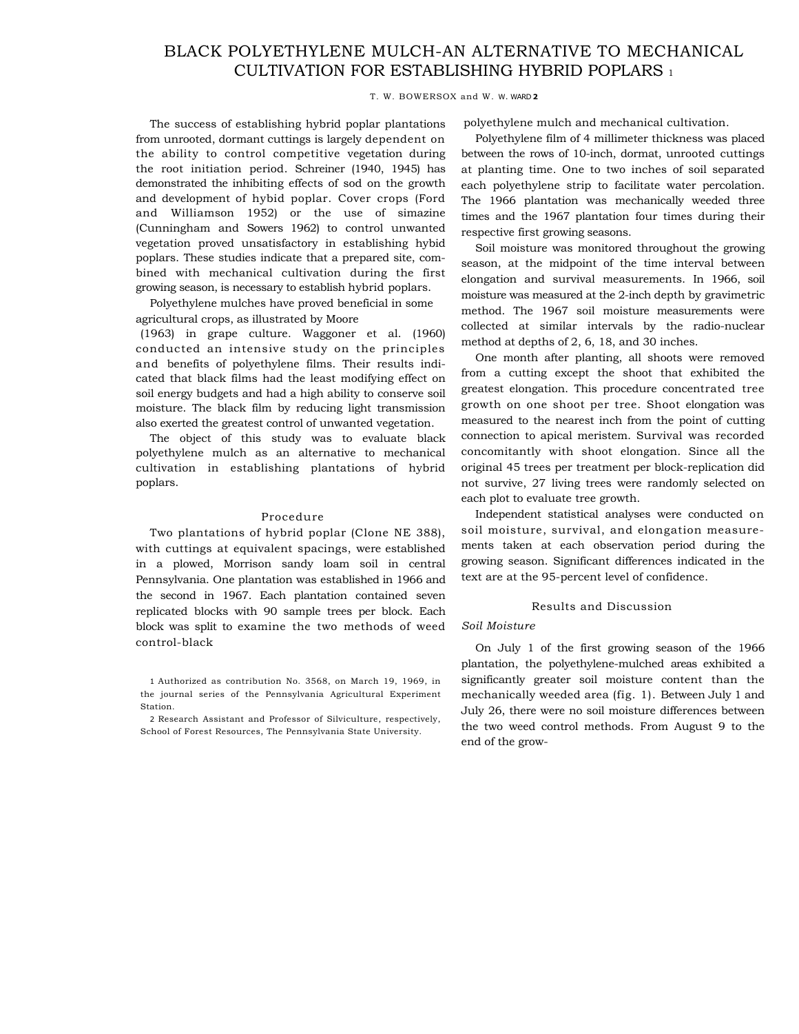# BLACK POLYETHYLENE MULCH-AN ALTERNATIVE TO MECHANICAL CULTIVATION FOR ESTABLISHING HYBRID POPLARS [1]

T. W. BOWERSOX and W. W. WARD [2]

The success of establishing hybrid poplar plantations from unrooted, dormant cuttings is largely dependent on the ability to control competitive vegetation during the root initiation period. Schreiner (1940, 1945) has demonstrated the inhibiting effects of sod on the growth and development of hybid poplar. Cover crops (Ford and Williamson 1952) or the use of simazine (Cunningham and Sowers 1962) to control unwanted vegetation proved unsatisfactory in establishing hybid poplars. These studies indicate that a prepared site, combined with mechanical cultivation during the first growing season, is necessary to establish hybrid poplars.

Polyethylene mulches have proved beneficial in some agricultural crops, as illustrated by Moore (1963) in grape culture. Waggoner et al. (1960) conducted an intensive study on the principles and benefits of polyethylene films. Their results indicated that black films had the least modifying effect on soil energy budgets and had a high ability to conserve soil moisture. The black film by reducing light transmission also exerted the greatest control of unwanted vegetation.

The object of this study was to evaluate black polyethylene mulch as an alternative to mechanical cultivation in establishing plantations of hybrid poplars.

## Procedure

Two plantations of hybrid poplar (Clone NE 388), with cuttings at equivalent spacings, were established in a plowed, Morrison sandy loam soil in central Pennsylvania. One plantation was established in 1966 and the second in 1967. Each plantation contained seven replicated blocks with 90 sample trees per block. Each block was split to examine the two methods of weed control-black polyethylene mulch and mechanical cultivation.

Polyethylene film of 4 millimeter thickness was placed between the rows of 10-inch, dormat, unrooted cuttings at planting time. One to two inches of soil separated each polyethylene strip to facilitate water percolation. The 1966 plantation was mechanically weeded three times and the 1967 plantation four times during their respective first growing seasons.

Soil moisture was monitored throughout the growing season, at the midpoint of the time interval between elongation and survival measurements. In 1966, soil moisture was measured at the 2-inch depth by gravimetric method. The 1967 soil moisture measurements were collected at similar intervals by the radio-nuclear method at depths of 2, 6, 18, and 30 inches.

One month after planting, all shoots were removed from a cutting except the shoot that exhibited the greatest elongation. This procedure concentrated tree growth on one shoot per tree. Shoot elongation was measured to the nearest inch from the point of cutting connection to apical meristem. Survival was recorded concomitantly with shoot elongation. Since all the original 45 trees per treatment per block-replication did not survive, 27 living trees were randomly selected on each plot to evaluate tree growth.

Independent statistical analyses were conducted on soil moisture, survival, and elongation measurements taken at each observation period during the growing season. Significant differences indicated in the text are at the 95-percent level of confidence.

## Results and Discussion

### *Soil Moisture*

On July 1 of the first growing season of the 1966 plantation, the polyethylene-mulched areas exhibited a significantly greater soil moisture content than the mechanically weeded area (fig. 1). Between July 1 and July 26, there were no soil moisture differences between the two weed control methods. From August 9 to the end of the grow-

[1] Authorized as contribution No. 3568, on March 19, 1969, in the journal series of the Pennsylvania Agricultural Experiment Station.

[2] Research Assistant and Professor of Silviculture, respectively, School of Forest Resources, The Pennsylvania State University.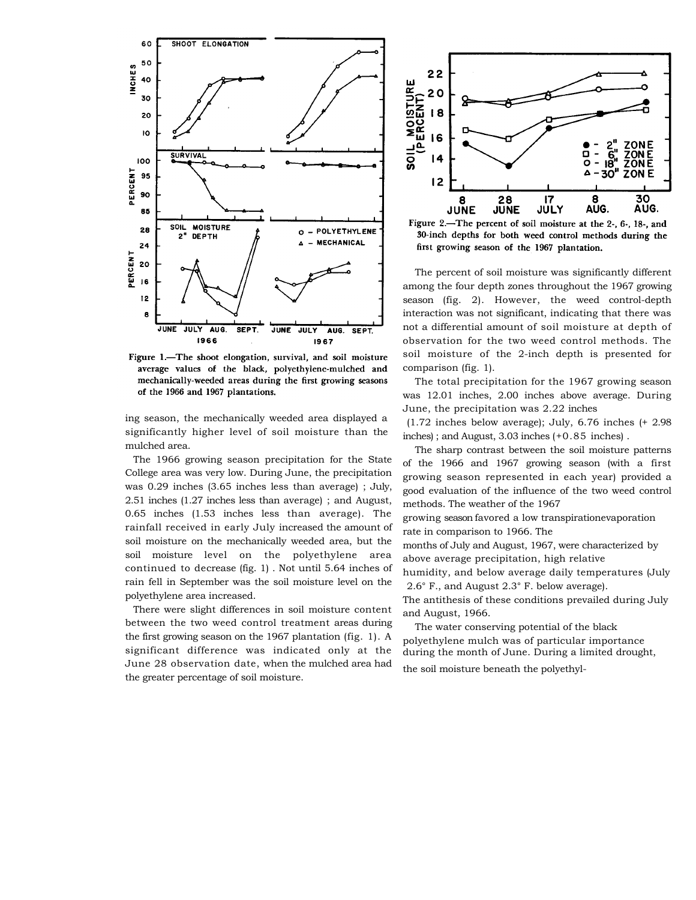Figure 1.—The shoot elongation, survival, and soil moisture average values of the black, polyethylene-mulched and mechanically-weeded areas during the first growing seasons of the 1966 and 1967 plantations.

ing season, the mechanically weeded area displayed a significantly higher level of soil moisture than the mulched area.

The 1966 growing season precipitation for the State College area was very low. During June, the precipitation was 0.29 inches (3.65 inches less than average) ; July, 2.51 inches (1.27 inches less than average) ; and August, 0.65 inches (1.53 inches less than average). The rainfall received in early July increased the amount of soil moisture on the mechanically weeded area, but the soil moisture level on the polyethylene area continued to decrease (fig. 1) . Not until 5.64 inches of rain fell in September was the soil moisture level on the polyethylene area increased.

There were slight differences in soil moisture content between the two weed control treatment areas during the first growing season on the 1967 plantation (fig. 1). A significant difference was indicated only at the June 28 observation date, when the mulched area had the greater percentage of soil moisture.

Figure 2.—The percent of soil moisture at the 2-, 6-, 18-, and 30-inch depths for both weed control methods during the first growing season of the 1967 plantation.

The percent of soil moisture was significantly different among the four depth zones throughout the 1967 growing season (fig. 2). However, the weed control-depth interaction was not significant, indicating that there was not a differential amount of soil moisture at depth of observation for the two weed control methods. The soil moisture of the 2-inch depth is presented for comparison (fig. 1).

The total precipitation for the 1967 growing season was 12.01 inches, 2.00 inches above average. During June, the precipitation was 2.22 inches (1.72 inches below average); July, 6.76 inches (+ 2.98 inches) ; and August, 3.03 inches (+0.85 inches) .

The sharp contrast between the soil moisture patterns of the 1966 and 1967 growing season (with a first growing season represented in each year) provided a good evaluation of the influence of the two weed control methods. The weather of the 1967 growing season favored a low transpirationevaporation rate in comparison to 1966. The months of July and August, 1967, were characterized by above average precipitation, high relative humidity, and below average daily temperatures (July 2.6° F., and August 2.3° F. below average). The antithesis of these conditions prevailed during July and August, 1966.

The water conserving potential of the black polyethylene mulch was of particular importance during the month of June. During a limited drought, the soil moisture beneath the polyethyl-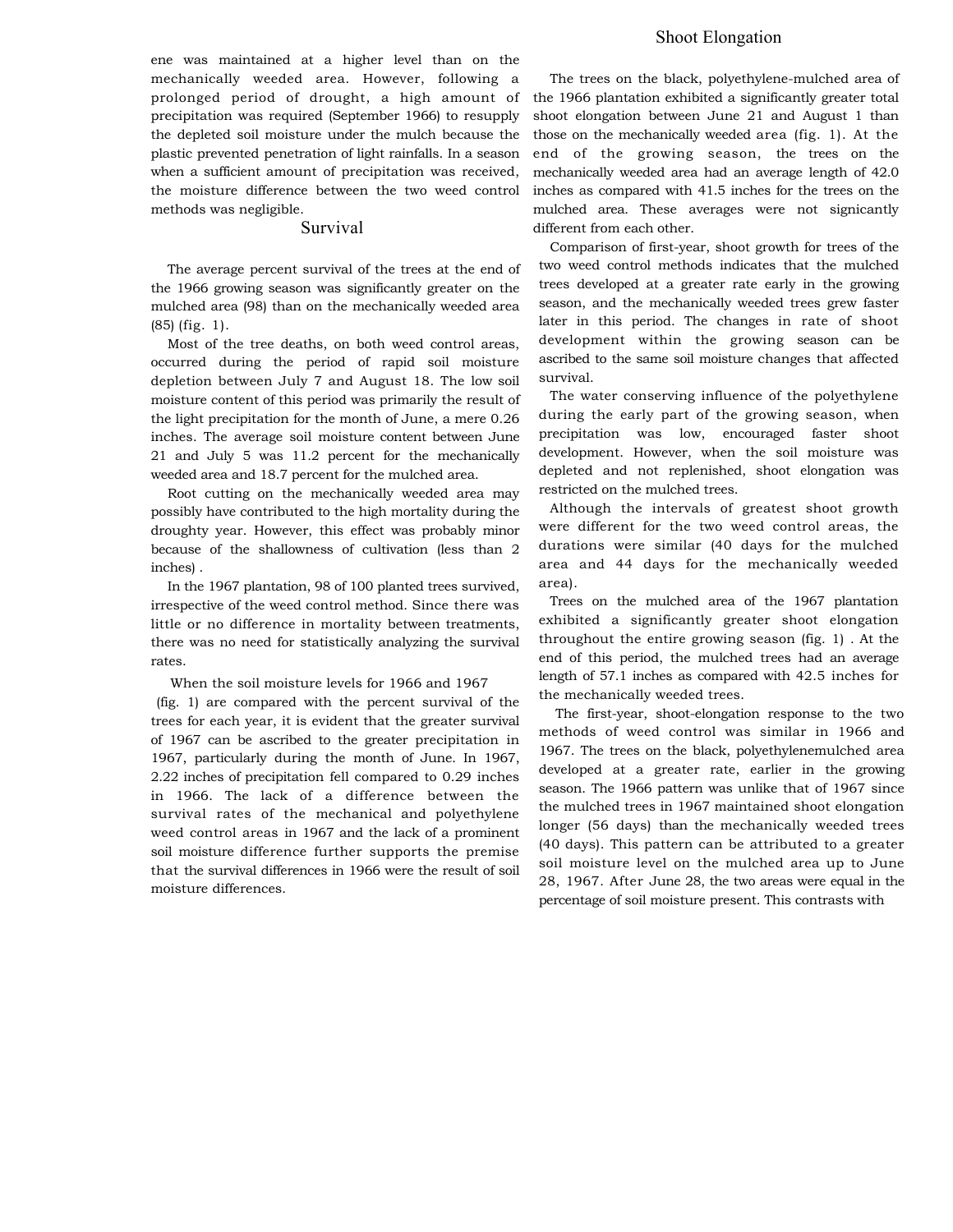ene was maintained at a higher level than on the mechanically weeded area. However, following a prolonged period of drought, a high amount of precipitation was required (September 1966) to resupply the depleted soil moisture under the mulch because the plastic prevented penetration of light rainfalls. In a season when a sufficient amount of precipitation was received, the moisture difference between the two weed control methods was negligible.

## Survival

The average percent survival of the trees at the end of the 1966 growing season was significantly greater on the mulched area (98) than on the mechanically weeded area (85) (fig. 1).

Most of the tree deaths, on both weed control areas, occurred during the period of rapid soil moisture depletion between July 7 and August 18. The low soil moisture content of this period was primarily the result of the light precipitation for the month of June, a mere 0.26 inches. The average soil moisture content between June 21 and July 5 was 11.2 percent for the mechanically weeded area and 18.7 percent for the mulched area.

Root cutting on the mechanically weeded area may possibly have contributed to the high mortality during the droughty year. However, this effect was probably minor because of the shallowness of cultivation (less than 2 inches) .

In the 1967 plantation, 98 of 100 planted trees survived, irrespective of the weed control method. Since there was little or no difference in mortality between treatments, there was no need for statistically analyzing the survival rates.

When the soil moisture levels for 1966 and 1967 (fig. 1) are compared with the percent survival of the trees for each year, it is evident that the greater survival of 1967 can be ascribed to the greater precipitation in 1967, particularly during the month of June. In 1967, 2.22 inches of precipitation fell compared to 0.29 inches in 1966. The lack of a difference between the survival rates of the mechanical and polyethylene weed control areas in 1967 and the lack of a prominent soil moisture difference further supports the premise that the survival differences in 1966 were the result of soil moisture differences.

## Shoot Elongation

The trees on the black, polyethylene-mulched area of the 1966 plantation exhibited a significantly greater total shoot elongation between June 21 and August 1 than those on the mechanically weeded area (fig. 1). At the end of the growing season, the trees on the mechanically weeded area had an average length of 42.0 inches as compared with 41.5 inches for the trees on the mulched area. These averages were not signicantly different from each other.

Comparison of first-year, shoot growth for trees of the two weed control methods indicates that the mulched trees developed at a greater rate early in the growing season, and the mechanically weeded trees grew faster later in this period. The changes in rate of shoot development within the growing season can be ascribed to the same soil moisture changes that affected survival.

The water conserving influence of the polyethylene during the early part of the growing season, when precipitation was low, encouraged faster shoot development. However, when the soil moisture was depleted and not replenished, shoot elongation was restricted on the mulched trees.

Although the intervals of greatest shoot growth were different for the two weed control areas, the durations were similar (40 days for the mulched area and 44 days for the mechanically weeded area).

Trees on the mulched area of the 1967 plantation exhibited a significantly greater shoot elongation throughout the entire growing season (fig. 1) . At the end of this period, the mulched trees had an average length of 57.1 inches as compared with 42.5 inches for the mechanically weeded trees.

The first-year, shoot-elongation response to the two methods of weed control was similar in 1966 and 1967. The trees on the black, polyethylenemulched area developed at a greater rate, earlier in the growing season. The 1966 pattern was unlike that of 1967 since the mulched trees in 1967 maintained shoot elongation longer (56 days) than the mechanically weeded trees (40 days). This pattern can be attributed to a greater soil moisture level on the mulched area up to June 28, 1967. After June 28, the two areas were equal in the percentage of soil moisture present. This contrasts with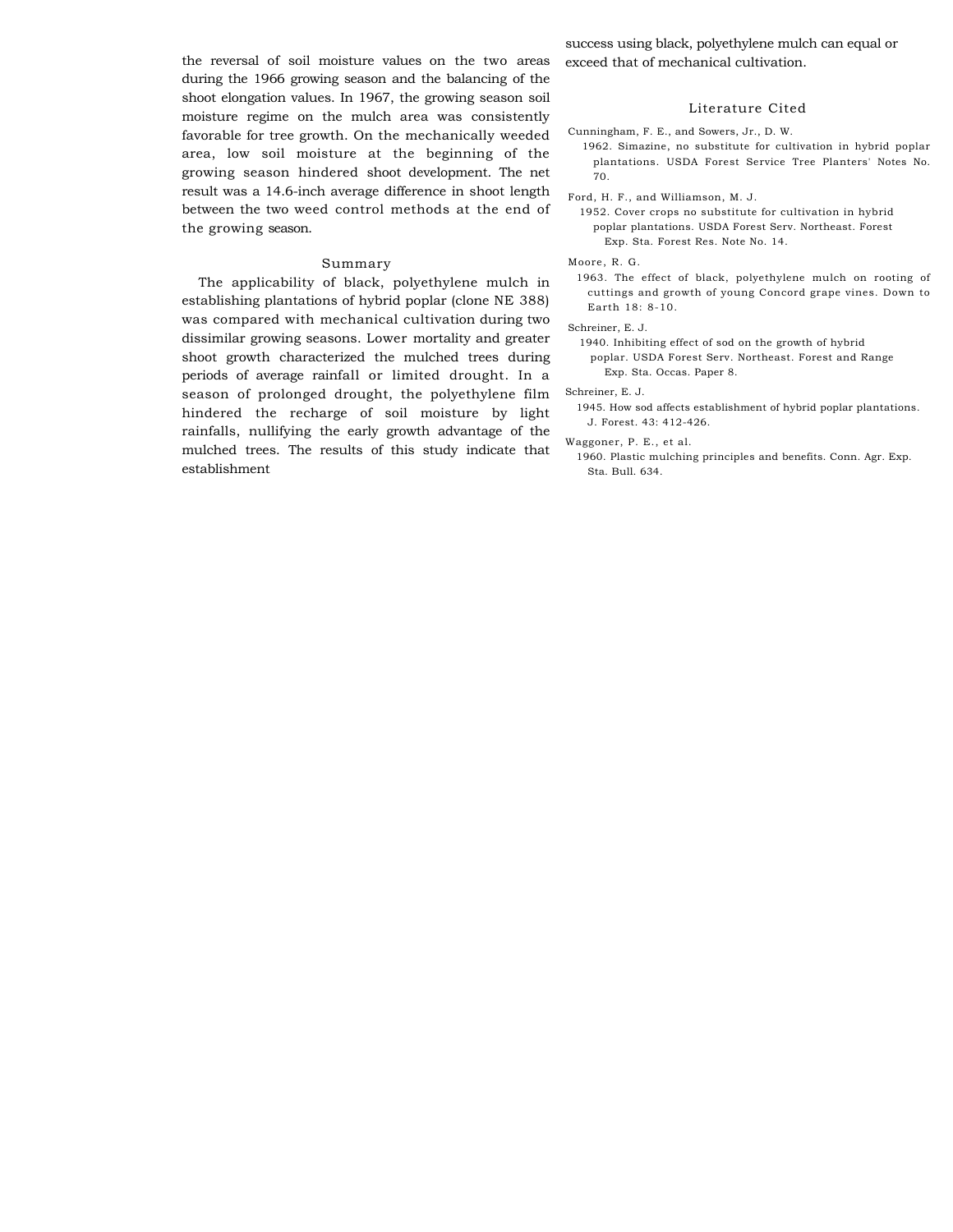the reversal of soil moisture values on the two areas during the 1966 growing season and the balancing of the shoot elongation values. In 1967, the growing season soil moisture regime on the mulch area was consistently favorable for tree growth. On the mechanically weeded area, low soil moisture at the beginning of the growing season hindered shoot development. The net result was a 14.6-inch average difference in shoot length between the two weed control methods at the end of the growing season.

## Summary

The applicability of black, polyethylene mulch in establishing plantations of hybrid poplar (clone NE 388) was compared with mechanical cultivation during two dissimilar growing seasons. Lower mortality and greater shoot growth characterized the mulched trees during periods of average rainfall or limited drought. In a season of prolonged drought, the polyethylene film hindered the recharge of soil moisture by light rainfalls, nullifying the early growth advantage of the mulched trees. The results of this study indicate that establishment success using black, polyethylene mulch can equal or exceed that of mechanical cultivation.

## Literature Cited

Cunningham, F. E., and Sowers, Jr., D. W.
1962. Simazine, no substitute for cultivation in hybrid poplar plantations. USDA Forest Service Tree Planters' Notes No. 70.

Ford, H. F., and Williamson, M. J.
1952. Cover crops no substitute for cultivation in hybrid poplar plantations. USDA Forest Serv. Northeast. Forest Exp. Sta. Forest Res. Note No. 14.

Moore, R. G.
1963. The effect of black, polyethylene mulch on rooting of cuttings and growth of young Concord grape vines. Down to Earth 18: 8-10.

Schreiner, E. J.
1940. Inhibiting effect of sod on the growth of hybrid poplar. USDA Forest Serv. Northeast. Forest and Range Exp. Sta. Occas. Paper 8.

Schreiner, E. J.
1945. How sod affects establishment of hybrid poplar plantations. J. Forest. 43: 412-426.

Waggoner, P. E., et al.
1960. Plastic mulching principles and benefits. Conn. Agr. Exp. Sta. Bull. 634.